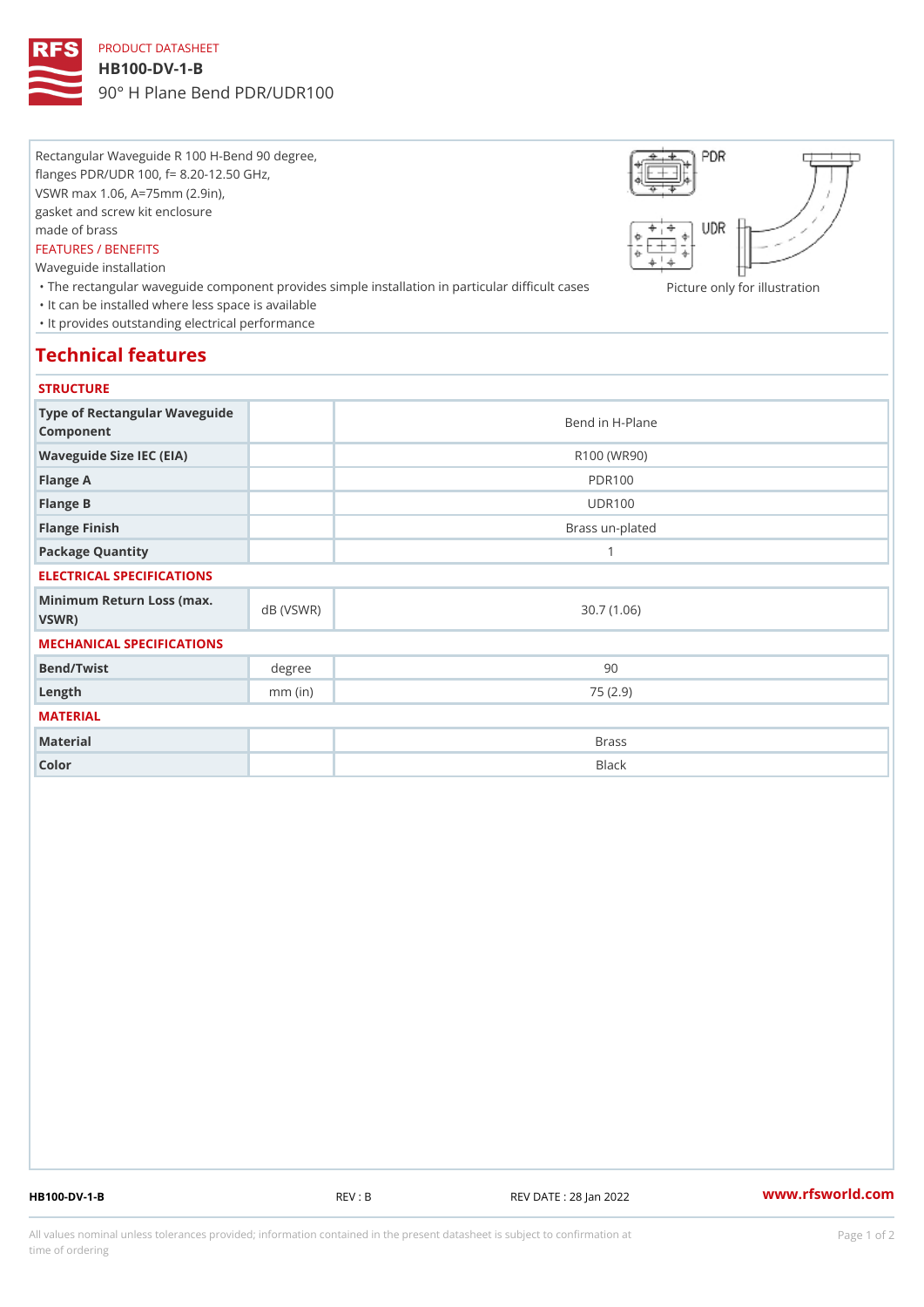PRODUCT DATASHEET

# HB100-DV-1-B

90° H Plane Bend PDR/UDR100

Rectangular Waveguide R 100 H-Bend 90 degree, flanges PDR/UDR 100, f= 8.20-12.50 GHz, VSWR max 1.06, A=75mm (2.9in), gasket and screw kit enclosure made of brass

FEATURES / BENEFITS

Waveguide installation

- The rectangular waveguide component provides simple installation in particular difficult cases
- It can be installed where less space is available
- It provides outstanding electrical performance

Picture only for illustration

## Technical features

### STRUCTURE

| | | |
|---|---|---|
| Type of Rectangular Waveguide Component | | Bend in H-Plane |
| Waveguide Size IEC (EIA) | | R100 (WR90) |
| Flange A | | PDR100 |
| Flange B | | UDR100 |
| Flange Finish | | Brass un-plated |
| Package Quantity | | 1 |

### ELECTRICAL SPECIFICATIONS

| | | |
|---|---|---|
| Minimum Return Loss (max. VSWR) | dB (VSWR) | 30.7 (1.06) |

### MECHANICAL SPECIFICATIONS

| | | |
|---|---|---|
| Bend/Twist | degree | 90 |
| Length | mm (in) | 75 (2.9) |

### MATERIAL

| | | |
|---|---|---|
| Material | | Brass |
| Color | | Black |

HB100-DV-1-B REV : B REV DATE : 28 Jan 2022 www.rfsworld.com

All values nominal unless tolerances provided; information contained in the present datasheet is subject to confirmation at time of ordering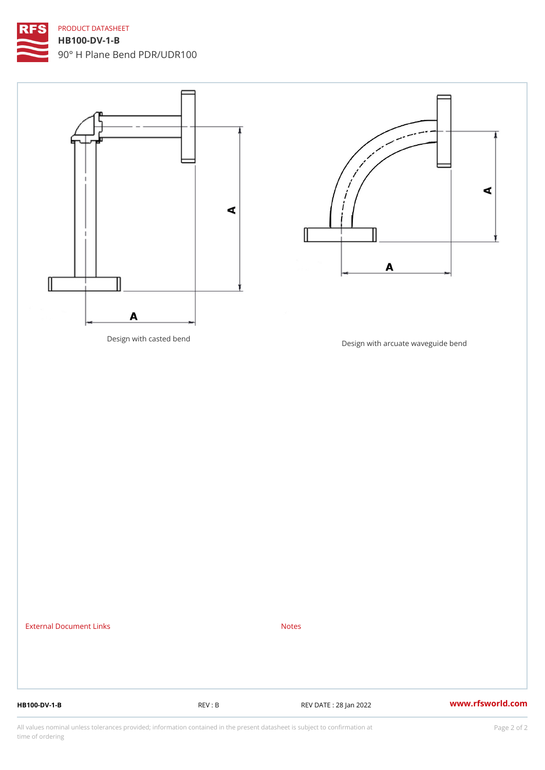A

A

Design with casted bend

A

A

Design with arcuate waveguide bend

External Document Links

Notes